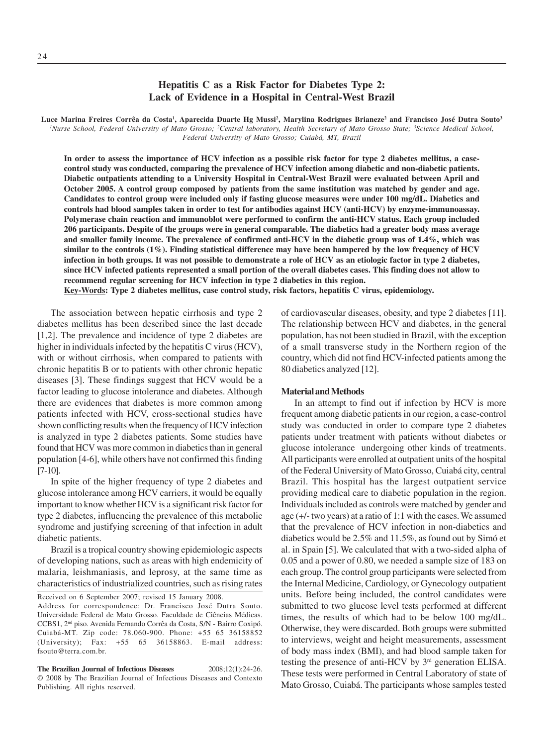# Hepatitis C as a Risk Factor for Diabetes Type 2: Lack of Evidence in a Hospital in Central-West Brazil

**Luce Marina Freires Corrêa da Costa[1], Aparecida Duarte Hg Mussi[2], Marylina Rodrigues Brianeze[2] and Francisco José Dutra Souto[3]**

*[1]Nurse School, Federal University of Mato Grosso; [2]Central laboratory, Health Secretary of Mato Grosso State; [3]Science Medical School, Federal University of Mato Grosso; Cuiabá, MT, Brazil*

**In order to assess the importance of HCV infection as a possible risk factor for type 2 diabetes mellitus, a case-control study was conducted, comparing the prevalence of HCV infection among diabetic and non-diabetic patients. Diabetic outpatients attending to a University Hospital in Central-West Brazil were evaluated between April and October 2005. A control group composed by patients from the same institution was matched by gender and age. Candidates to control group were included only if fasting glucose measures were under 100 mg/dL. Diabetics and controls had blood samples taken in order to test for antibodies against HCV (anti-HCV) by enzyme-immunoassay. Polymerase chain reaction and immunoblot were performed to confirm the anti-HCV status. Each group included 206 participants. Despite of the groups were in general comparable. The diabetics had a greater body mass average and smaller family income. The prevalence of confirmed anti-HCV in the diabetic group was of 1.4%, which was similar to the controls (1%). Finding statistical difference may have been hampered by the low frequency of HCV infection in both groups. It was not possible to demonstrate a role of HCV as an etiologic factor in type 2 diabetes, since HCV infected patients represented a small portion of the overall diabetes cases. This finding does not allow to recommend regular screening for HCV infection in type 2 diabetics in this region.**

**Key-Words: Type 2 diabetes mellitus, case control study, risk factors, hepatitis C virus, epidemiology.**

The association between hepatic cirrhosis and type 2 diabetes mellitus has been described since the last decade [1,2]. The prevalence and incidence of type 2 diabetes are higher in individuals infected by the hepatitis C virus (HCV), with or without cirrhosis, when compared to patients with chronic hepatitis B or to patients with other chronic hepatic diseases [3]. These findings suggest that HCV would be a factor leading to glucose intolerance and diabetes. Although there are evidences that diabetes is more common among patients infected with HCV, cross-sectional studies have shown conflicting results when the frequency of HCV infection is analyzed in type 2 diabetes patients. Some studies have found that HCV was more common in diabetics than in general population [4-6], while others have not confirmed this finding [7-10].

In spite of the higher frequency of type 2 diabetes and glucose intolerance among HCV carriers, it would be equally important to know whether HCV is a significant risk factor for type 2 diabetes, influencing the prevalence of this metabolic syndrome and justifying screening of that infection in adult diabetic patients.

Brazil is a tropical country showing epidemiologic aspects of developing nations, such as areas with high endemicity of malaria, leishmaniasis, and leprosy, at the same time as characteristics of industrialized countries, such as rising rates of cardiovascular diseases, obesity, and type 2 diabetes [11]. The relationship between HCV and diabetes, in the general population, has not been studied in Brazil, with the exception of a small transverse study in the Northern region of the country, which did not find HCV-infected patients among the 80 diabetics analyzed [12].

Received on 6 September 2007; revised 15 January 2008.
Address for correspondence: Dr. Francisco José Dutra Souto. Universidade Federal de Mato Grosso. Faculdade de Ciências Médicas. CCBS1, 2nd piso. Avenida Fernando Corrêa da Costa, S/N - Bairro Coxipó. Cuiabá-MT. Zip code: 78.060-900. Phone: +55 65 36158852 (University); Fax: +55 65 36158863. E-mail address: fsouto@terra.com.br.

© 2008 by The Brazilian Journal of Infectious Diseases and Contexto Publishing. All rights reserved.

## Material and Methods

In an attempt to find out if infection by HCV is more frequent among diabetic patients in our region, a case-control study was conducted in order to compare type 2 diabetes patients under treatment with patients without diabetes or glucose intolerance undergoing other kinds of treatments. All participants were enrolled at outpatient units of the hospital of the Federal University of Mato Grosso, Cuiabá city, central Brazil. This hospital has the largest outpatient service providing medical care to diabetic population in the region. Individuals included as controls were matched by gender and age (+/- two years) at a ratio of 1:1 with the cases. We assumed that the prevalence of HCV infection in non-diabetics and diabetics would be 2.5% and 11.5%, as found out by Simó et al. in Spain [5]. We calculated that with a two-sided alpha of 0.05 and a power of 0.80, we needed a sample size of 183 on each group. The control group participants were selected from the Internal Medicine, Cardiology, or Gynecology outpatient units. Before being included, the control candidates were submitted to two glucose level tests performed at different times, the results of which had to be below 100 mg/dL. Otherwise, they were discarded. Both groups were submitted to interviews, weight and height measurements, assessment of body mass index (BMI), and had blood sample taken for testing the presence of anti-HCV by 3rd generation ELISA. These tests were performed in Central Laboratory of state of Mato Grosso, Cuiabá. The participants whose samples tested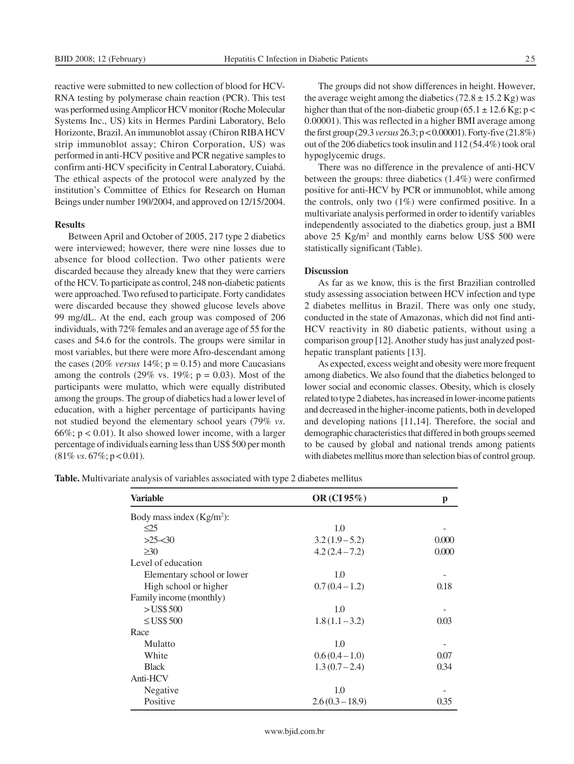reactive were submitted to new collection of blood for HCV-RNA testing by polymerase chain reaction (PCR). This test was performed using Amplicor HCV monitor (Roche Molecular Systems Inc., US) kits in Hermes Pardini Laboratory, Belo Horizonte, Brazil. An immunoblot assay (Chiron RIBA HCV strip immunoblot assay; Chiron Corporation, US) was performed in anti-HCV positive and PCR negative samples to confirm anti-HCV specificity in Central Laboratory, Cuiabá. The ethical aspects of the protocol were analyzed by the institution's Committee of Ethics for Research on Human Beings under number 190/2004, and approved on 12/15/2004.

### Results

Between April and October of 2005, 217 type 2 diabetics were interviewed; however, there were nine losses due to absence for blood collection. Two other patients were discarded because they already knew that they were carriers of the HCV. To participate as control, 248 non-diabetic patients were approached. Two refused to participate. Forty candidates were discarded because they showed glucose levels above 99 mg/dL. At the end, each group was composed of 206 individuals, with 72% females and an average age of 55 for the cases and 54.6 for the controls. The groups were similar in most variables, but there were more Afro-descendant among the cases (20% *versus* 14%; $p = 0.15$) and more Caucasians among the controls (29% vs. 19%; $p = 0.03$). Most of the participants were mulatto, which were equally distributed among the groups. The group of diabetics had a lower level of education, with a higher percentage of participants having not studied beyond the elementary school years (79% *vs*. 66%; $p < 0.01$). It also showed lower income, with a larger percentage of individuals earning less than US$ 500 per month (81% *vs*. 67%; $p < 0.01$).

The groups did not show differences in height. However, the average weight among the diabetics ($72.8 \pm 15.2$ Kg) was higher than that of the non-diabetic group ($65.1 \pm 12.6$ Kg; $p < 0.00001$). This was reflected in a higher BMI average among the first group (29.3 *versus* 26.3; $p < 0.00001$). Forty-five (21.8%) out of the 206 diabetics took insulin and 112 (54.4%) took oral hypoglycemic drugs.

There was no difference in the prevalence of anti-HCV between the groups: three diabetics (1.4%) were confirmed positive for anti-HCV by PCR or immunoblot, while among the controls, only two (1%) were confirmed positive. In a multivariate analysis performed in order to identify variables independently associated to the diabetics group, just a BMI above 25 Kg/m$^2$ and monthly earns below US$ 500 were statistically significant (Table).

### Discussion

As far as we know, this is the first Brazilian controlled study assessing association between HCV infection and type 2 diabetes mellitus in Brazil. There was only one study, conducted in the state of Amazonas, which did not find anti-HCV reactivity in 80 diabetic patients, without using a comparison group [12]. Another study has just analyzed post-hepatic transplant patients [13].

As expected, excess weight and obesity were more frequent among diabetics. We also found that the diabetics belonged to lower social and economic classes. Obesity, which is closely related to type 2 diabetes, has increased in lower-income patients and decreased in the higher-income patients, both in developed and developing nations [11,14]. Therefore, the social and demographic characteristics that differed in both groups seemed to be caused by global and national trends among patients with diabetes mellitus more than selection bias of control group.

**Table.** Multivariate analysis of variables associated with type 2 diabetes mellitus

| Variable | OR (CI 95%) | p |
|---|---|---|
| Body mass index (Kg/m$^2$): | | |
| ≤25 | 1.0 | - |
| >25-<30 | 3.2 (1.9 – 5.2) | 0.000 |
| ≥30 | 4.2 (2.4 – 7.2) | 0.000 |
| Level of education | | |
| Elementary school or lower | 1.0 | - |
| High school or higher | 0.7 (0.4 – 1.2) | 0.18 |
| Family income (monthly) | | |
| > US$ 500 | 1.0 | - |
| ≤ US$ 500 | 1.8 (1.1 – 3.2) | 0.03 |
| Race | | |
| Mulatto | 1.0 | - |
| White | 0.6 (0.4 – 1.0) | 0.07 |
| Black | 1.3 (0.7 – 2.4) | 0.34 |
| Anti-HCV | | |
| Negative | 1.0 | - |
| Positive | 2.6 (0.3 – 18.9) | 0.35 |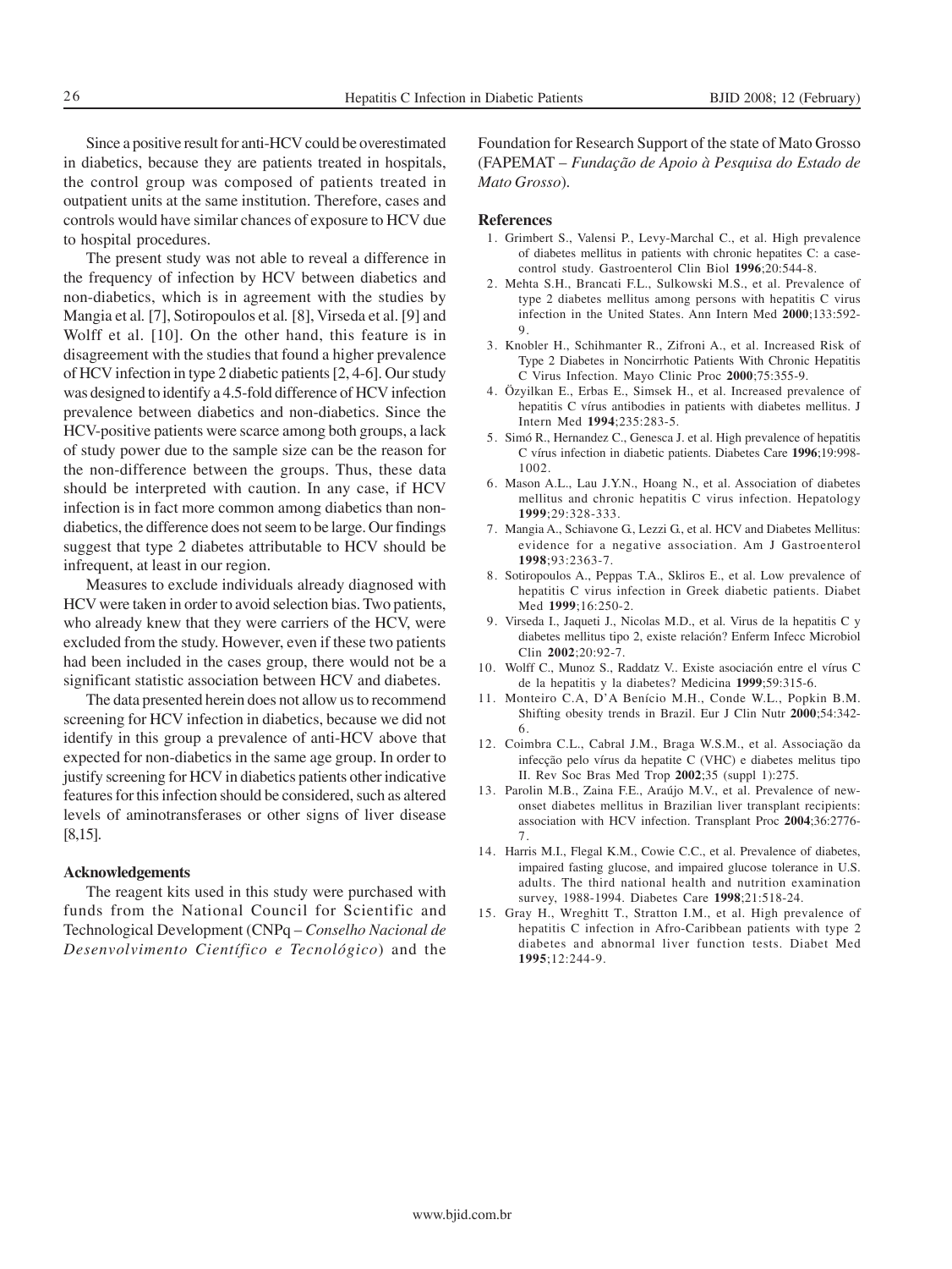Since a positive result for anti-HCV could be overestimated in diabetics, because they are patients treated in hospitals, the control group was composed of patients treated in outpatient units at the same institution. Therefore, cases and controls would have similar chances of exposure to HCV due to hospital procedures.

The present study was not able to reveal a difference in the frequency of infection by HCV between diabetics and non-diabetics, which is in agreement with the studies by Mangia et al. [7], Sotiropoulos et al. [8], Virseda et al. [9] and Wolff et al. [10]. On the other hand, this feature is in disagreement with the studies that found a higher prevalence of HCV infection in type 2 diabetic patients [2, 4-6]. Our study was designed to identify a 4.5-fold difference of HCV infection prevalence between diabetics and non-diabetics. Since the HCV-positive patients were scarce among both groups, a lack of study power due to the sample size can be the reason for the non-difference between the groups. Thus, these data should be interpreted with caution. In any case, if HCV infection is in fact more common among diabetics than non-diabetics, the difference does not seem to be large. Our findings suggest that type 2 diabetes attributable to HCV should be infrequent, at least in our region.

Measures to exclude individuals already diagnosed with HCV were taken in order to avoid selection bias. Two patients, who already knew that they were carriers of the HCV, were excluded from the study. However, even if these two patients had been included in the cases group, there would not be a significant statistic association between HCV and diabetes.

The data presented herein does not allow us to recommend screening for HCV infection in diabetics, because we did not identify in this group a prevalence of anti-HCV above that expected for non-diabetics in the same age group. In order to justify screening for HCV in diabetics patients other indicative features for this infection should be considered, such as altered levels of aminotransferases or other signs of liver disease [8,15].

### Acknowledgements

The reagent kits used in this study were purchased with funds from the National Council for Scientific and Technological Development (CNPq – *Conselho Nacional de Desenvolvimento Científico e Tecnológico*) and the Foundation for Research Support of the state of Mato Grosso (FAPEMAT – *Fundação de Apoio à Pesquisa do Estado de Mato Grosso*).

### References

1. Grimbert S., Valensi P., Levy-Marchal C., et al. High prevalence of diabetes mellitus in patients with chronic hepatites C: a case-control study. Gastroenterol Clin Biol **1996**;20:544-8.
2. Mehta S.H., Brancati F.L., Sulkowski M.S., et al. Prevalence of type 2 diabetes mellitus among persons with hepatitis C virus infection in the United States. Ann Intern Med **2000**;133:592-9.
3. Knobler H., Schihmanter R., Zifroni A., et al. Increased Risk of Type 2 Diabetes in Noncirrhotic Patients With Chronic Hepatitis C Virus Infection. Mayo Clinic Proc **2000**;75:355-9.
4. Özyilkan E., Erbas E., Simsek H., et al. Increased prevalence of hepatitis C vírus antibodies in patients with diabetes mellitus. J Intern Med **1994**;235:283-5.
5. Simó R., Hernandez C., Genesca J. et al. High prevalence of hepatitis C vírus infection in diabetic patients. Diabetes Care **1996**;19:998-1002.
6. Mason A.L., Lau J.Y.N., Hoang N., et al. Association of diabetes mellitus and chronic hepatitis C virus infection. Hepatology **1999**;29:328-333.
7. Mangia A., Schiavone G., Lezzi G., et al. HCV and Diabetes Mellitus: evidence for a negative association. Am J Gastroenterol **1998**;93:2363-7.
8. Sotiropoulos A., Peppas T.A., Skliros E., et al. Low prevalence of hepatitis C virus infection in Greek diabetic patients. Diabet Med **1999**;16:250-2.
9. Virseda I., Jaqueti J., Nicolas M.D., et al. Virus de la hepatitis C y diabetes mellitus tipo 2, existe relación? Enferm Infecc Microbiol Clin **2002**;20:92-7.
10. Wolff C., Munoz S., Raddatz V.. Existe asociación entre el vírus C de la hepatitis y la diabetes? Medicina **1999**;59:315-6.
11. Monteiro C.A, D'A Benício M.H., Conde W.L., Popkin B.M. Shifting obesity trends in Brazil. Eur J Clin Nutr **2000**;54:342-6.
12. Coimbra C.L., Cabral J.M., Braga W.S.M., et al. Associação da infecção pelo vírus da hepatite C (VHC) e diabetes melitus tipo II. Rev Soc Bras Med Trop **2002**;35 (suppl 1):275.
13. Parolin M.B., Zaina F.E., Araújo M.V., et al. Prevalence of new-onset diabetes mellitus in Brazilian liver transplant recipients: association with HCV infection. Transplant Proc **2004**;36:2776-7.
14. Harris M.I., Flegal K.M., Cowie C.C., et al. Prevalence of diabetes, impaired fasting glucose, and impaired glucose tolerance in U.S. adults. The third national health and nutrition examination survey, 1988-1994. Diabetes Care **1998**;21:518-24.
15. Gray H., Wreghitt T., Stratton I.M., et al. High prevalence of hepatitis C infection in Afro-Caribbean patients with type 2 diabetes and abnormal liver function tests. Diabet Med **1995**;12:244-9.